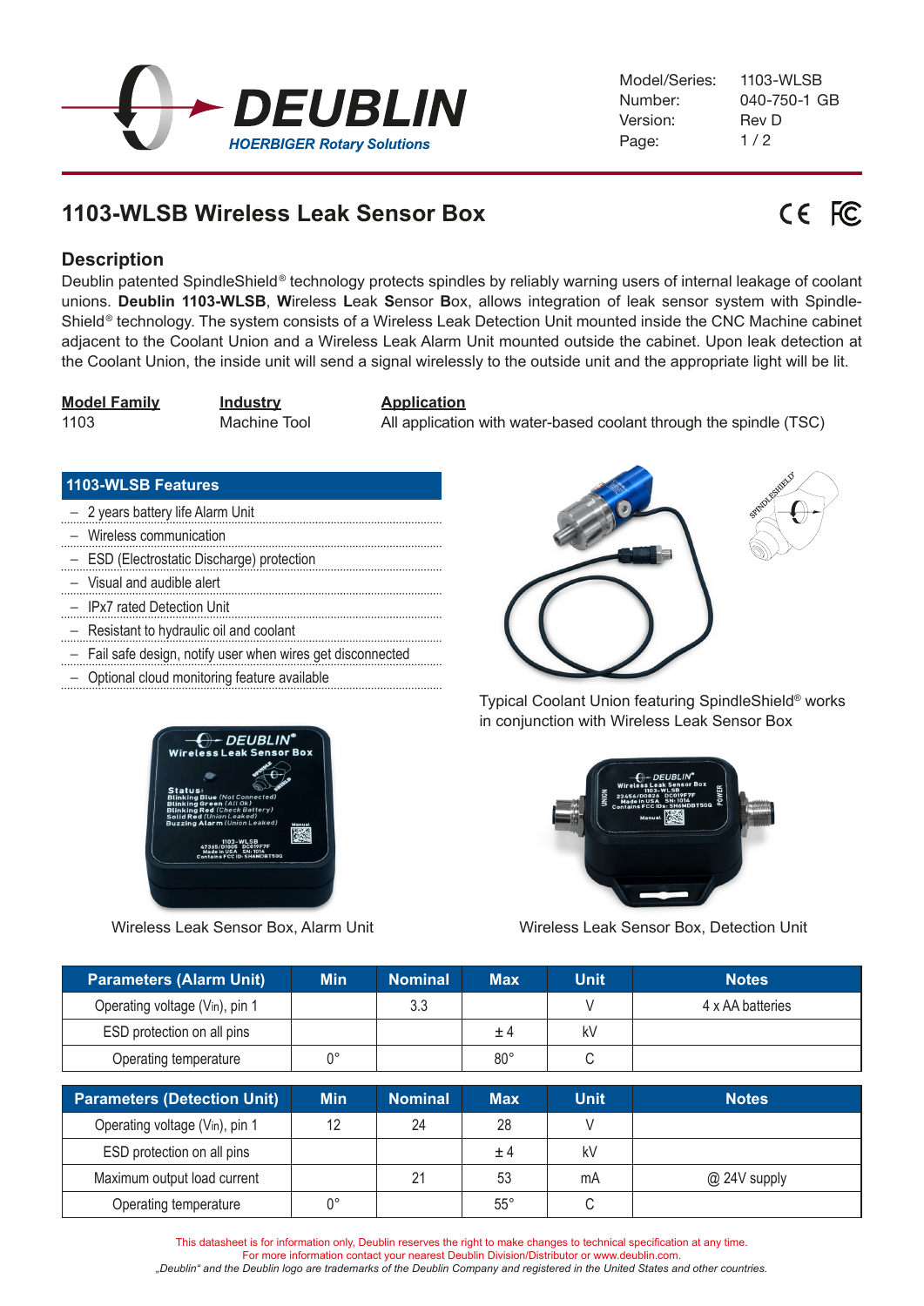| Model/Series: | 1103-WLSB |
|---|---|
| Number: | 040-750-1 GB |
| Version: | Rev D |

# 1103-WLSB Wireless Leak Sensor Box

## Description

Deublin patented SpindleShield® technology protects spindles by reliably warning users of internal leakage of coolant unions. **Deublin 1103-WLSB**, **W**ireless **L**eak **S**ensor **B**ox, allows integration of leak sensor system with SpindleShield® technology. The system consists of a Wireless Leak Detection Unit mounted inside the CNC Machine cabinet adjacent to the Coolant Union and a Wireless Leak Alarm Unit mounted outside the cabinet. Upon leak detection at the Coolant Union, the inside unit will send a signal wirelessly to the outside unit and the appropriate light will be lit.

| Model Family | Industry | Application |
|---|---|---|
| 1103 | Machine Tool | All application with water-based coolant through the spindle (TSC) |

### 1103-WLSB Features

- 2 years battery life Alarm Unit
- Wireless communication
- ESD (Electrostatic Discharge) protection
- Visual and audible alert
- IPx7 rated Detection Unit
- Resistant to hydraulic oil and coolant
- Fail safe design, notify user when wires get disconnected
- Optional cloud monitoring feature available

Typical Coolant Union featuring SpindleShield® works in conjunction with Wireless Leak Sensor Box

Wireless Leak Sensor Box, Alarm Unit

Wireless Leak Sensor Box, Detection Unit

| Parameters (Alarm Unit) | Min | Nominal | Max | Unit | Notes |
|---|---|---|---|---|---|
| Operating voltage ($V_{in}$), pin 1 | | 3.3 | | V | 4 x AA batteries |
| ESD protection on all pins | | | ± 4 | kV | |
| Operating temperature | 0° | | 80° | C | |

| Parameters (Detection Unit) | Min | Nominal | Max | Unit | Notes |
|---|---|---|---|---|---|
| Operating voltage ($V_{in}$), pin 1 | 12 | 24 | 28 | V | |
| ESD protection on all pins | | | ± 4 | kV | |
| Maximum output load current | | 21 | 53 | mA | @ 24V supply |
| Operating temperature | 0° | | 55° | C | |

This datasheet is for information only, Deublin reserves the right to make changes to technical specification at any time.
For more information contact your nearest Deublin Division/Distributor or www.deublin.com.
*„Deublin" and the Deublin logo are trademarks of the Deublin Company and registered in the United States and other countries.*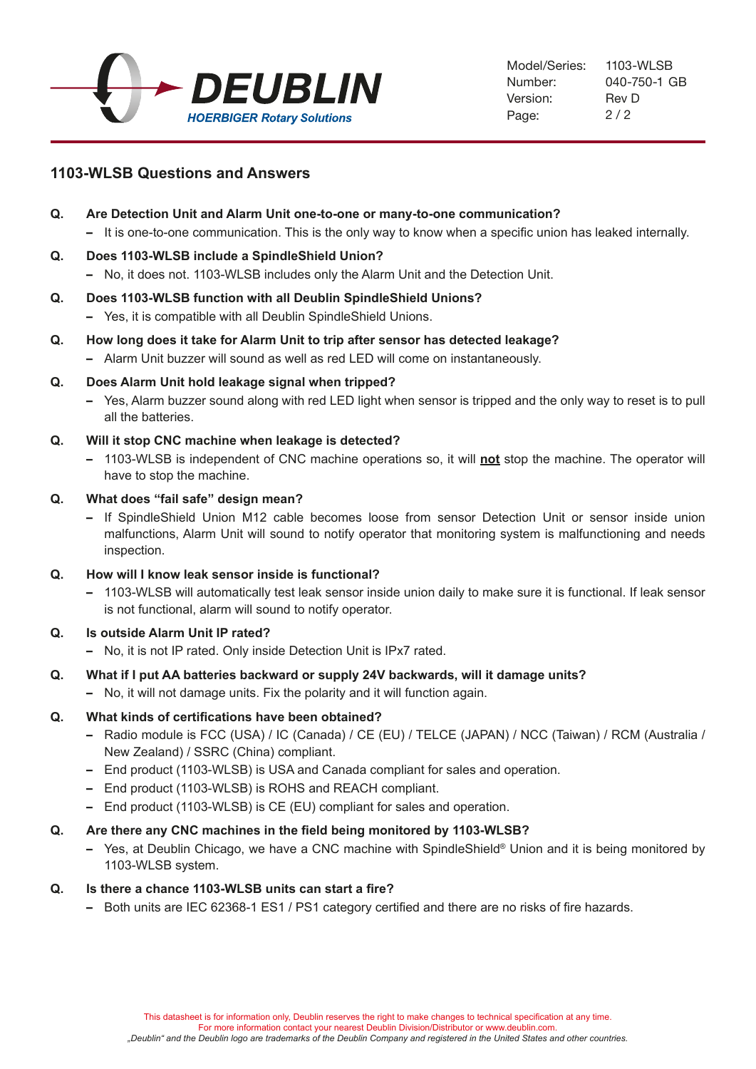## 1103-WLSB Questions and Answers

**Q. Are Detection Unit and Alarm Unit one-to-one or many-to-one communication?**

- It is one-to-one communication. This is the only way to know when a specific union has leaked internally.

**Q. Does 1103-WLSB include a SpindleShield Union?**

- No, it does not. 1103-WLSB includes only the Alarm Unit and the Detection Unit.

**Q. Does 1103-WLSB function with all Deublin SpindleShield Unions?**

- Yes, it is compatible with all Deublin SpindleShield Unions.

**Q. How long does it take for Alarm Unit to trip after sensor has detected leakage?**

- Alarm Unit buzzer will sound as well as red LED will come on instantaneously.

**Q. Does Alarm Unit hold leakage signal when tripped?**

- Yes, Alarm buzzer sound along with red LED light when sensor is tripped and the only way to reset is to pull all the batteries.

**Q. Will it stop CNC machine when leakage is detected?**

- 1103-WLSB is independent of CNC machine operations so, it will <u>**not**</u> stop the machine. The operator will have to stop the machine.

**Q. What does "fail safe" design mean?**

- If SpindleShield Union M12 cable becomes loose from sensor Detection Unit or sensor inside union malfunctions, Alarm Unit will sound to notify operator that monitoring system is malfunctioning and needs inspection.

**Q. How will I know leak sensor inside is functional?**

- 1103-WLSB will automatically test leak sensor inside union daily to make sure it is functional. If leak sensor is not functional, alarm will sound to notify operator.

**Q. Is outside Alarm Unit IP rated?**

- No, it is not IP rated. Only inside Detection Unit is IPx7 rated.

**Q. What if I put AA batteries backward or supply 24V backwards, will it damage units?**

- No, it will not damage units. Fix the polarity and it will function again.

**Q. What kinds of certifications have been obtained?**

- Radio module is FCC (USA) / IC (Canada) / CE (EU) / TELCE (JAPAN) / NCC (Taiwan) / RCM (Australia / New Zealand) / SSRC (China) compliant.
- End product (1103-WLSB) is USA and Canada compliant for sales and operation.
- End product (1103-WLSB) is ROHS and REACH compliant.
- End product (1103-WLSB) is CE (EU) compliant for sales and operation.

**Q. Are there any CNC machines in the field being monitored by 1103-WLSB?**

- Yes, at Deublin Chicago, we have a CNC machine with SpindleShield® Union and it is being monitored by 1103-WLSB system.

**Q. Is there a chance 1103-WLSB units can start a fire?**

- Both units are IEC 62368-1 ES1 / PS1 category certified and there are no risks of fire hazards.

This datasheet is for information only, Deublin reserves the right to make changes to technical specification at any time.
For more information contact your nearest Deublin Division/Distributor or www.deublin.com.
*„Deublin" and the Deublin logo are trademarks of the Deublin Company and registered in the United States and other countries.*